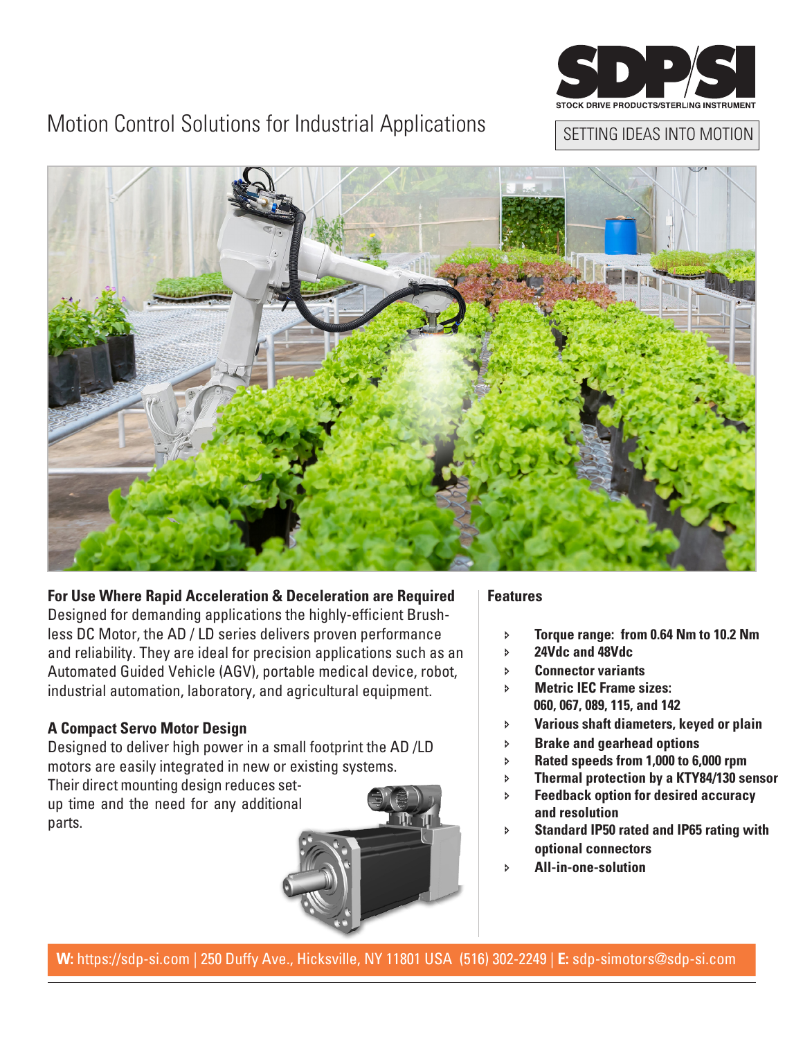SDP/SI

STOCK DRIVE PRODUCTS/STERLING INSTRUMENT

SETTING IDEAS INTO MOTION

# Motion Control Solutions for Industrial Applications

## For Use Where Rapid Acceleration & Deceleration are Required

Designed for demanding applications the highly-efficient Brushless DC Motor, the AD / LD series delivers proven performance and reliability. They are ideal for precision applications such as an Automated Guided Vehicle (AGV), portable medical device, robot, industrial automation, laboratory, and agricultural equipment.

## A Compact Servo Motor Design

Designed to deliver high power in a small footprint the AD /LD motors are easily integrated in new or existing systems. Their direct mounting design reduces set-up time and the need for any additional parts.

## Features

- **Torque range: from 0.64 Nm to 10.2 Nm**
- **24Vdc and 48Vdc**
- **Connector variants**
- **Metric IEC Frame sizes: 060, 067, 089, 115, and 142**
- **Various shaft diameters, keyed or plain**
- **Brake and gearhead options**
- **Rated speeds from 1,000 to 6,000 rpm**
- **Thermal protection by a KTY84/130 sensor**
- **Feedback option for desired accuracy and resolution**
- **Standard IP50 rated and IP65 rating with optional connectors**
- **All-in-one-solution**

**W:** https://sdp-si.com | 250 Duffy Ave., Hicksville, NY 11801 USA (516) 302-2249 | **E:** sdp-simotors@sdp-si.com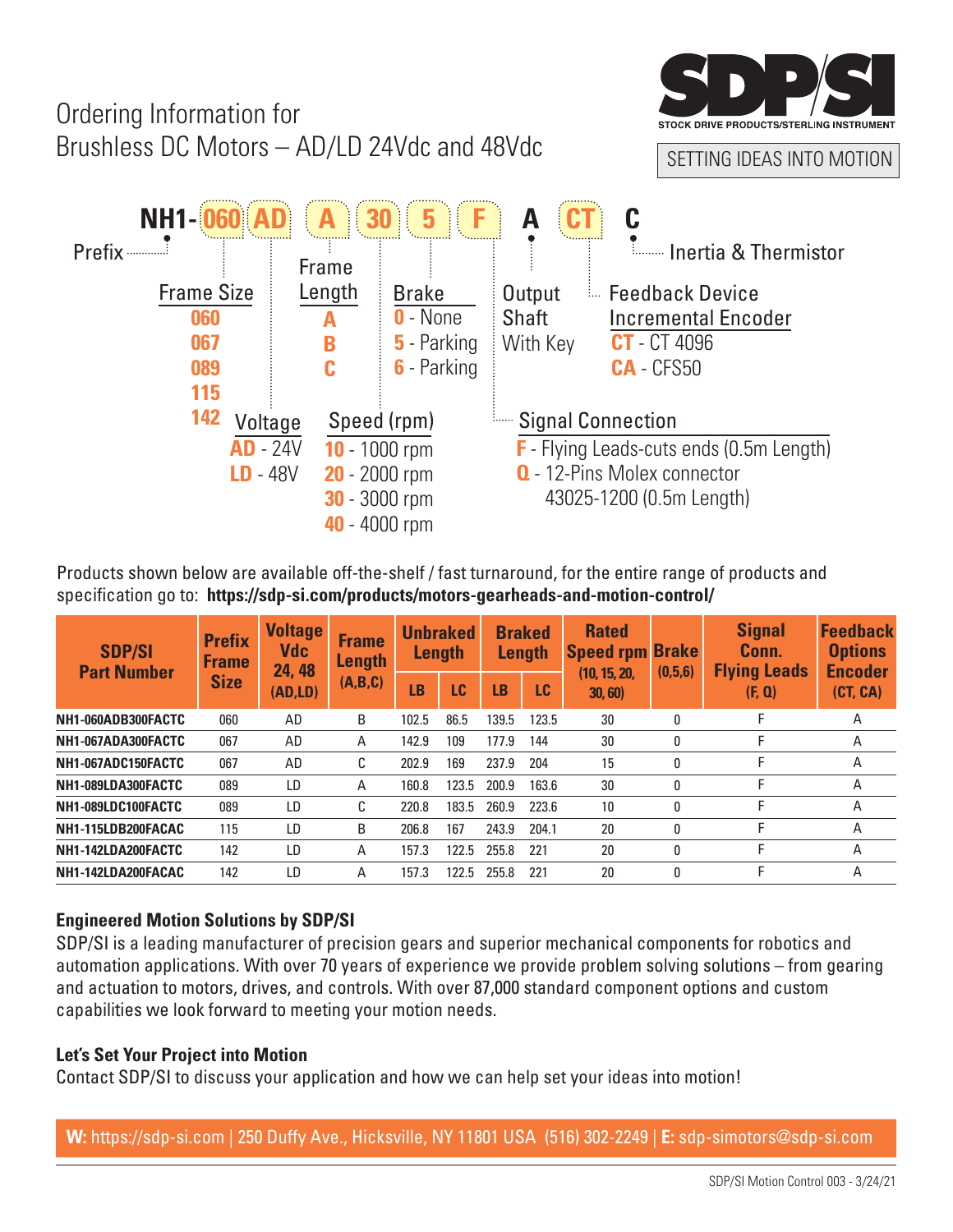# Ordering Information for Brushless DC Motors – AD/LD 24Vdc and 48Vdc

SDP/SI
STOCK DRIVE PRODUCTS/STERLING INSTRUMENT
SETTING IDEAS INTO MOTION

**NH1- 060 AD A 30 5 F A CT C**

Prefix

**Frame Size**
- 060
- 067
- 089
- 115
- 142

**Voltage**
- AD - 24V
- LD - 48V

**Frame Length**
- A
- B
- C

**Speed (rpm)**
- 10 - 1000 rpm
- 20 - 2000 rpm
- 30 - 3000 rpm
- 40 - 4000 rpm

**Brake**
- 0 - None
- 5 - Parking
- 6 - Parking

**Output Shaft** With Key

**Signal Connection**
- F - Flying Leads-cuts ends (0.5m Length)
- Q - 12-Pins Molex connector 43025-1200 (0.5m Length)

**Feedback Device**
Incremental Encoder
- CT - CT 4096
- CA - CFS50

Inertia & Thermistor

Products shown below are available off-the-shelf / fast turnaround, for the entire range of products and specification go to: **https://sdp-si.com/products/motors-gearheads-and-motion-control/**

| SDP/SI Part Number | Prefix Frame Size | Voltage Vdc 24, 48 (AD,LD) | Frame Length (A,B,C) | Unbraked Length | | Braked Length | | Rated Speed rpm (10, 15, 20, 30, 60) | Brake (0,5,6) | Signal Conn. Flying Leads (F, Q) | Feedback Options Encoder (CT, CA) |
|---|---|---|---|---|---|---|---|---|---|---|---|
| | | | | LB | LC | LB | LC | | | | |
| NH1-060ADB300FACTC | 060 | AD | B | 102.5 | 86.5 | 139.5 | 123.5 | 30 | 0 | F | A |
| NH1-067ADA300FACTC | 067 | AD | A | 142.9 | 109 | 177.9 | 144 | 30 | 0 | F | A |
| NH1-067ADC150FACTC | 067 | AD | C | 202.9 | 169 | 237.9 | 204 | 15 | 0 | F | A |
| NH1-089LDA300FACTC | 089 | LD | A | 160.8 | 123.5 | 200.9 | 163.6 | 30 | 0 | F | A |
| NH1-089LDC100FACTC | 089 | LD | C | 220.8 | 183.5 | 260.9 | 223.6 | 10 | 0 | F | A |
| NH1-115LDB200FACAC | 115 | LD | B | 206.8 | 167 | 243.9 | 204.1 | 20 | 0 | F | A |
| NH1-142LDA200FACTC | 142 | LD | A | 157.3 | 122.5 | 255.8 | 221 | 20 | 0 | F | A |
| NH1-142LDA200FACAC | 142 | LD | A | 157.3 | 122.5 | 255.8 | 221 | 20 | 0 | F | A |

### Engineered Motion Solutions by SDP/SI

SDP/SI is a leading manufacturer of precision gears and superior mechanical components for robotics and automation applications. With over 70 years of experience we provide problem solving solutions – from gearing and actuation to motors, drives, and controls. With over 87,000 standard component options and custom capabilities we look forward to meeting your motion needs.

### Let's Set Your Project into Motion

Contact SDP/SI to discuss your application and how we can help set your ideas into motion!

**W:** https://sdp-si.com | 250 Duffy Ave., Hicksville, NY 11801 USA (516) 302-2249 | **E:** sdp-simotors@sdp-si.com

SDP/SI Motion Control 003 - 3/24/21